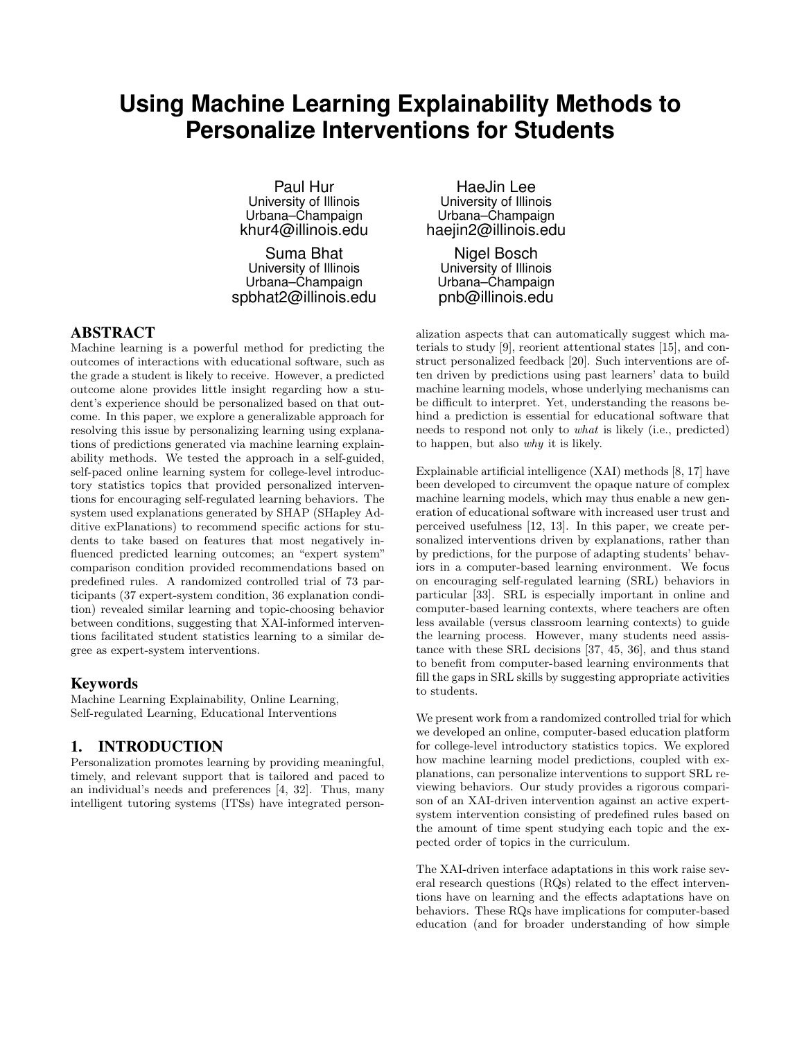# Using Machine Learning Explainability Methods to Personalize Interventions for Students

Paul Hur
University of Illinois
Urbana–Champaign
khur4@illinois.edu

HaeJin Lee
University of Illinois
Urbana–Champaign
haejin2@illinois.edu

Suma Bhat
University of Illinois
Urbana–Champaign
spbhat2@illinois.edu

Nigel Bosch
University of Illinois
Urbana–Champaign
pnb@illinois.edu

## ABSTRACT

Machine learning is a powerful method for predicting the outcomes of interactions with educational software, such as the grade a student is likely to receive. However, a predicted outcome alone provides little insight regarding how a student's experience should be personalized based on that outcome. In this paper, we explore a generalizable approach for resolving this issue by personalizing learning using explanations of predictions generated via machine learning explainability methods. We tested the approach in a self-guided, self-paced online learning system for college-level introductory statistics topics that provided personalized interventions for encouraging self-regulated learning behaviors. The system used explanations generated by SHAP (SHapley Additive exPlanations) to recommend specific actions for students to take based on features that most negatively influenced predicted learning outcomes; an "expert system" comparison condition provided recommendations based on predefined rules. A randomized controlled trial of 73 participants (37 expert-system condition, 36 explanation condition) revealed similar learning and topic-choosing behavior between conditions, suggesting that XAI-informed interventions facilitated student statistics learning to a similar degree as expert-system interventions.

## Keywords

Machine Learning Explainability, Online Learning, Self-regulated Learning, Educational Interventions

## 1. INTRODUCTION

Personalization promotes learning by providing meaningful, timely, and relevant support that is tailored and paced to an individual's needs and preferences [4, 32]. Thus, many intelligent tutoring systems (ITSs) have integrated personalization aspects that can automatically suggest which materials to study [9], reorient attentional states [15], and construct personalized feedback [20]. Such interventions are often driven by predictions using past learners' data to build machine learning models, whose underlying mechanisms can be difficult to interpret. Yet, understanding the reasons behind a prediction is essential for educational software that needs to respond not only to *what* is likely (i.e., predicted) to happen, but also *why* it is likely.

Explainable artificial intelligence (XAI) methods [8, 17] have been developed to circumvent the opaque nature of complex machine learning models, which may thus enable a new generation of educational software with increased user trust and perceived usefulness [12, 13]. In this paper, we create personalized interventions driven by explanations, rather than by predictions, for the purpose of adapting students' behaviors in a computer-based learning environment. We focus on encouraging self-regulated learning (SRL) behaviors in particular [33]. SRL is especially important in online and computer-based learning contexts, where teachers are often less available (versus classroom learning contexts) to guide the learning process. However, many students need assistance with these SRL decisions [37, 45, 36], and thus stand to benefit from computer-based learning environments that fill the gaps in SRL skills by suggesting appropriate activities to students.

We present work from a randomized controlled trial for which we developed an online, computer-based education platform for college-level introductory statistics topics. We explored how machine learning model predictions, coupled with explanations, can personalize interventions to support SRL reviewing behaviors. Our study provides a rigorous comparison of an XAI-driven intervention against an active expert-system intervention consisting of predefined rules based on the amount of time spent studying each topic and the expected order of topics in the curriculum.

The XAI-driven interface adaptations in this work raise several research questions (RQs) related to the effect interventions have on learning and the effects adaptations have on behaviors. These RQs have implications for computer-based education (and for broader understanding of how simple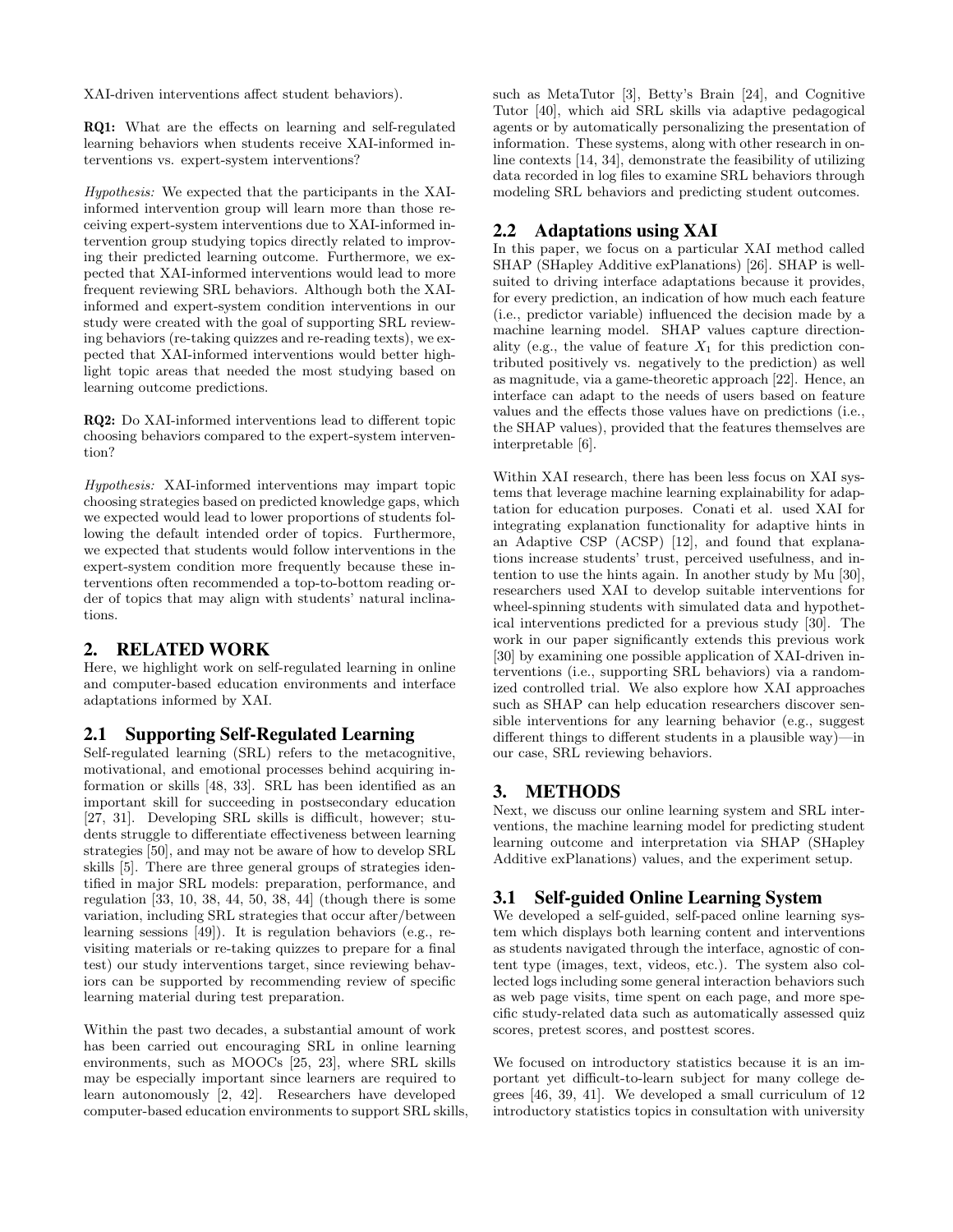XAI-driven interventions affect student behaviors).

**RQ1:** What are the effects on learning and self-regulated learning behaviors when students receive XAI-informed interventions vs. expert-system interventions?

*Hypothesis:* We expected that the participants in the XAI-informed intervention group will learn more than those receiving expert-system interventions due to XAI-informed intervention group studying topics directly related to improving their predicted learning outcome. Furthermore, we expected that XAI-informed interventions would lead to more frequent reviewing SRL behaviors. Although both the XAI-informed and expert-system condition interventions in our study were created with the goal of supporting SRL reviewing behaviors (re-taking quizzes and re-reading texts), we expected that XAI-informed interventions would better highlight topic areas that needed the most studying based on learning outcome predictions.

**RQ2:** Do XAI-informed interventions lead to different topic choosing behaviors compared to the expert-system intervention?

*Hypothesis:* XAI-informed interventions may impart topic choosing strategies based on predicted knowledge gaps, which we expected would lead to lower proportions of students following the default intended order of topics. Furthermore, we expected that students would follow interventions in the expert-system condition more frequently because these interventions often recommended a top-to-bottom reading order of topics that may align with students' natural inclinations.

## 2. RELATED WORK

Here, we highlight work on self-regulated learning in online and computer-based education environments and interface adaptations informed by XAI.

### 2.1 Supporting Self-Regulated Learning

Self-regulated learning (SRL) refers to the metacognitive, motivational, and emotional processes behind acquiring information or skills [48, 33]. SRL has been identified as an important skill for succeeding in postsecondary education [27, 31]. Developing SRL skills is difficult, however; students struggle to differentiate effectiveness between learning strategies [50], and may not be aware of how to develop SRL skills [5]. There are three general groups of strategies identified in major SRL models: preparation, performance, and regulation [33, 10, 38, 44, 50, 38, 44] (though there is some variation, including SRL strategies that occur after/between learning sessions [49]). It is regulation behaviors (e.g., revisiting materials or re-taking quizzes to prepare for a final test) our study interventions target, since reviewing behaviors can be supported by recommending review of specific learning material during test preparation.

Within the past two decades, a substantial amount of work has been carried out encouraging SRL in online learning environments, such as MOOCs [25, 23], where SRL skills may be especially important since learners are required to learn autonomously [2, 42]. Researchers have developed computer-based education environments to support SRL skills, such as MetaTutor [3], Betty's Brain [24], and Cognitive Tutor [40], which aid SRL skills via adaptive pedagogical agents or by automatically personalizing the presentation of information. These systems, along with other research in online contexts [14, 34], demonstrate the feasibility of utilizing data recorded in log files to examine SRL behaviors through modeling SRL behaviors and predicting student outcomes.

### 2.2 Adaptations using XAI

In this paper, we focus on a particular XAI method called SHAP (SHapley Additive exPlanations) [26]. SHAP is well-suited to driving interface adaptations because it provides, for every prediction, an indication of how much each feature (i.e., predictor variable) influenced the decision made by a machine learning model. SHAP values capture directionality (e.g., the value of feature $X_1$ for this prediction contributed positively vs. negatively to the prediction) as well as magnitude, via a game-theoretic approach [22]. Hence, an interface can adapt to the needs of users based on feature values and the effects those values have on predictions (i.e., the SHAP values), provided that the features themselves are interpretable [6].

Within XAI research, there has been less focus on XAI systems that leverage machine learning explainability for adaptation for education purposes. Conati et al. used XAI for integrating explanation functionality for adaptive hints in an Adaptive CSP (ACSP) [12], and found that explanations increase students' trust, perceived usefulness, and intention to use the hints again. In another study by Mu [30], researchers used XAI to develop suitable interventions for wheel-spinning students with simulated data and hypothetical interventions predicted for a previous study [30]. The work in our paper significantly extends this previous work [30] by examining one possible application of XAI-driven interventions (i.e., supporting SRL behaviors) via a randomized controlled trial. We also explore how XAI approaches such as SHAP can help education researchers discover sensible interventions for any learning behavior (e.g., suggest different things to different students in a plausible way)—in our case, SRL reviewing behaviors.

## 3. METHODS

Next, we discuss our online learning system and SRL interventions, the machine learning model for predicting student learning outcome and interpretation via SHAP (SHapley Additive exPlanations) values, and the experiment setup.

### 3.1 Self-guided Online Learning System

We developed a self-guided, self-paced online learning system which displays both learning content and interventions as students navigated through the interface, agnostic of content type (images, text, videos, etc.). The system also collected logs including some general interaction behaviors such as web page visits, time spent on each page, and more specific study-related data such as automatically assessed quiz scores, pretest scores, and posttest scores.

We focused on introductory statistics because it is an important yet difficult-to-learn subject for many college degrees [46, 39, 41]. We developed a small curriculum of 12 introductory statistics topics in consultation with university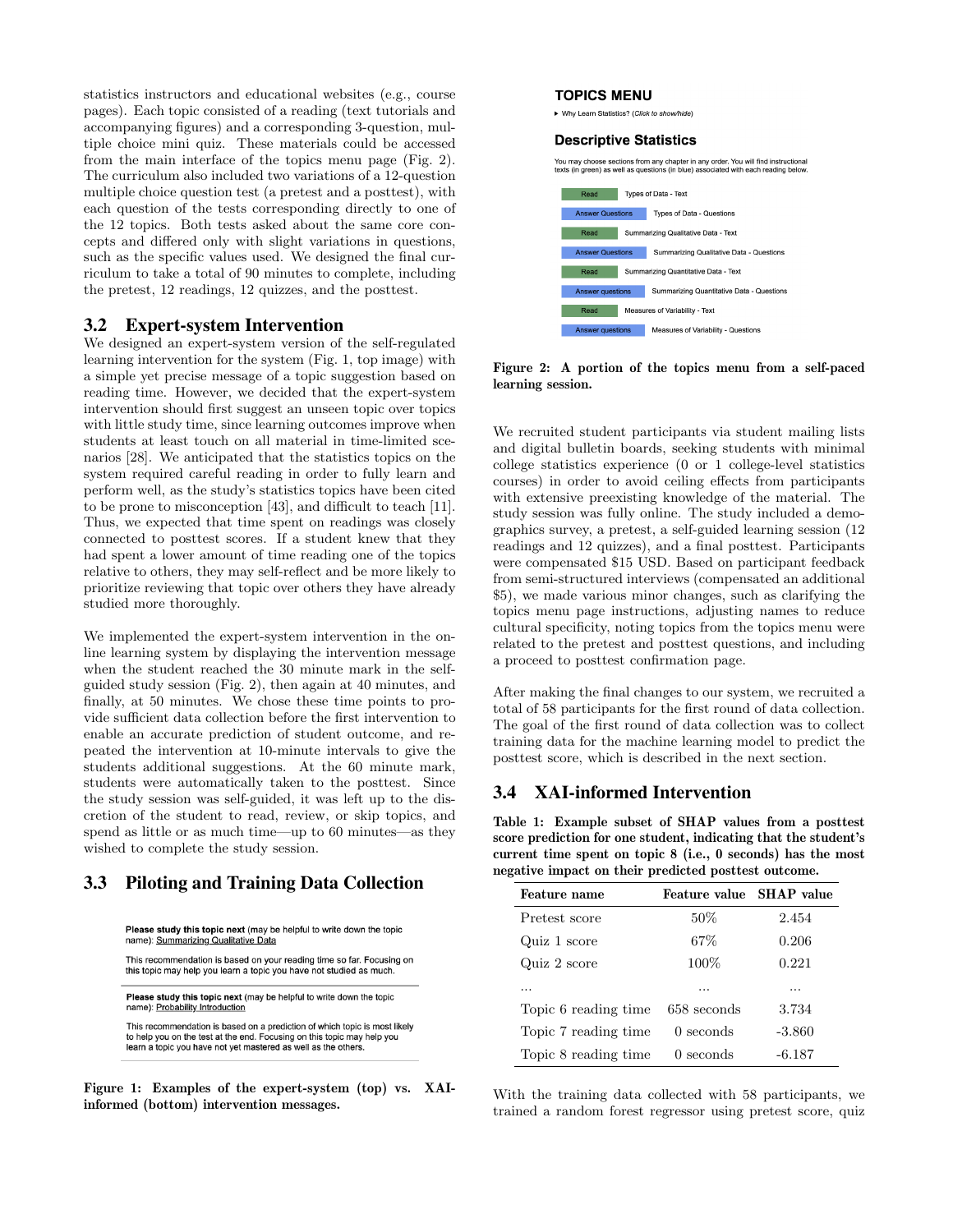statistics instructors and educational websites (e.g., course pages). Each topic consisted of a reading (text tutorials and accompanying figures) and a corresponding 3-question, multiple choice mini quiz. These materials could be accessed from the main interface of the topics menu page (Fig. 2). The curriculum also included two variations of a 12-question multiple choice question test (a pretest and a posttest), with each question of the tests corresponding directly to one of the 12 topics. Both tests asked about the same core concepts and differed only with slight variations in questions, such as the specific values used. We designed the final curriculum to take a total of 90 minutes to complete, including the pretest, 12 readings, 12 quizzes, and the posttest.

## 3.2 Expert-system Intervention

We designed an expert-system version of the self-regulated learning intervention for the system (Fig. 1, top image) with a simple yet precise message of a topic suggestion based on reading time. However, we decided that the expert-system intervention should first suggest an unseen topic over topics with little study time, since learning outcomes improve when students at least touch on all material in time-limited scenarios [28]. We anticipated that the statistics topics on the system required careful reading in order to fully learn and perform well, as the study's statistics topics have been cited to be prone to misconception [43], and difficult to teach [11]. Thus, we expected that time spent on readings was closely connected to posttest scores. If a student knew that they had spent a lower amount of time reading one of the topics relative to others, they may self-reflect and be more likely to prioritize reviewing that topic over others they have already studied more thoroughly.

We implemented the expert-system intervention in the online learning system by displaying the intervention message when the student reached the 30 minute mark in the self-guided study session (Fig. 2), then again at 40 minutes, and finally, at 50 minutes. We chose these time points to provide sufficient data collection before the first intervention to enable an accurate prediction of student outcome, and repeated the intervention at 10-minute intervals to give the students additional suggestions. At the 60 minute mark, students were automatically taken to the posttest. Since the study session was self-guided, it was left up to the discretion of the student to read, review, or skip topics, and spend as little or as much time—up to 60 minutes—as they wished to complete the study session.

## 3.3 Piloting and Training Data Collection

**Please study this topic next** (may be helpful to write down the topic name): Summarizing Qualitative Data

This recommendation is based on your reading time so far. Focusing on this topic may help you learn a topic you have not studied as much.

**Please study this topic next** (may be helpful to write down the topic name): Probability Introduction

This recommendation is based on a prediction of which topic is most likely to help you on the test at the end. Focusing on this topic may help you learn a topic you have not yet mastered as well as the others.

**Figure 1: Examples of the expert-system (top) vs. XAI-informed (bottom) intervention messages.**

**TOPICS MENU**

▸ Why Learn Statistics? (*Click to show/hide*)

**Descriptive Statistics**

You may choose sections from any chapter in any order. You will find instructional texts (in green) as well as questions (in blue) associated with each reading below.

| | |
|---|---|
| Read | Types of Data - Text |
| Answer Questions | Types of Data - Questions |
| Read | Summarizing Qualitative Data - Text |
| Answer Questions | Summarizing Qualitative Data - Questions |
| Read | Summarizing Quantitative Data - Text |
| Answer questions | Summarizing Quantitative Data - Questions |
| Read | Measures of Variability - Text |
| Answer questions | Measures of Variability - Questions |

**Figure 2: A portion of the topics menu from a self-paced learning session.**

We recruited student participants via student mailing lists and digital bulletin boards, seeking students with minimal college statistics experience (0 or 1 college-level statistics courses) in order to avoid ceiling effects from participants with extensive preexisting knowledge of the material. The study session was fully online. The study included a demographics survey, a pretest, a self-guided learning session (12 readings and 12 quizzes), and a final posttest. Participants were compensated $15 USD. Based on participant feedback from semi-structured interviews (compensated an additional $5), we made various minor changes, such as clarifying the topics menu page instructions, adjusting names to reduce cultural specificity, noting topics from the topics menu were related to the pretest and posttest questions, and including a proceed to posttest confirmation page.

After making the final changes to our system, we recruited a total of 58 participants for the first round of data collection. The goal of the first round of data collection was to collect training data for the machine learning model to predict the posttest score, which is described in the next section.

## 3.4 XAI-informed Intervention

**Table 1: Example subset of SHAP values from a posttest score prediction for one student, indicating that the student's current time spent on topic 8 (i.e., 0 seconds) has the most negative impact on their predicted posttest outcome.**

| Feature name | Feature value | SHAP value |
|---|---|---|
| Pretest score | 50% | 2.454 |
| Quiz 1 score | 67% | 0.206 |
| Quiz 2 score | 100% | 0.221 |
| ... | ... | ... |
| Topic 6 reading time | 658 seconds | 3.734 |
| Topic 7 reading time | 0 seconds | -3.860 |
| Topic 8 reading time | 0 seconds | -6.187 |

With the training data collected with 58 participants, we trained a random forest regressor using pretest score, quiz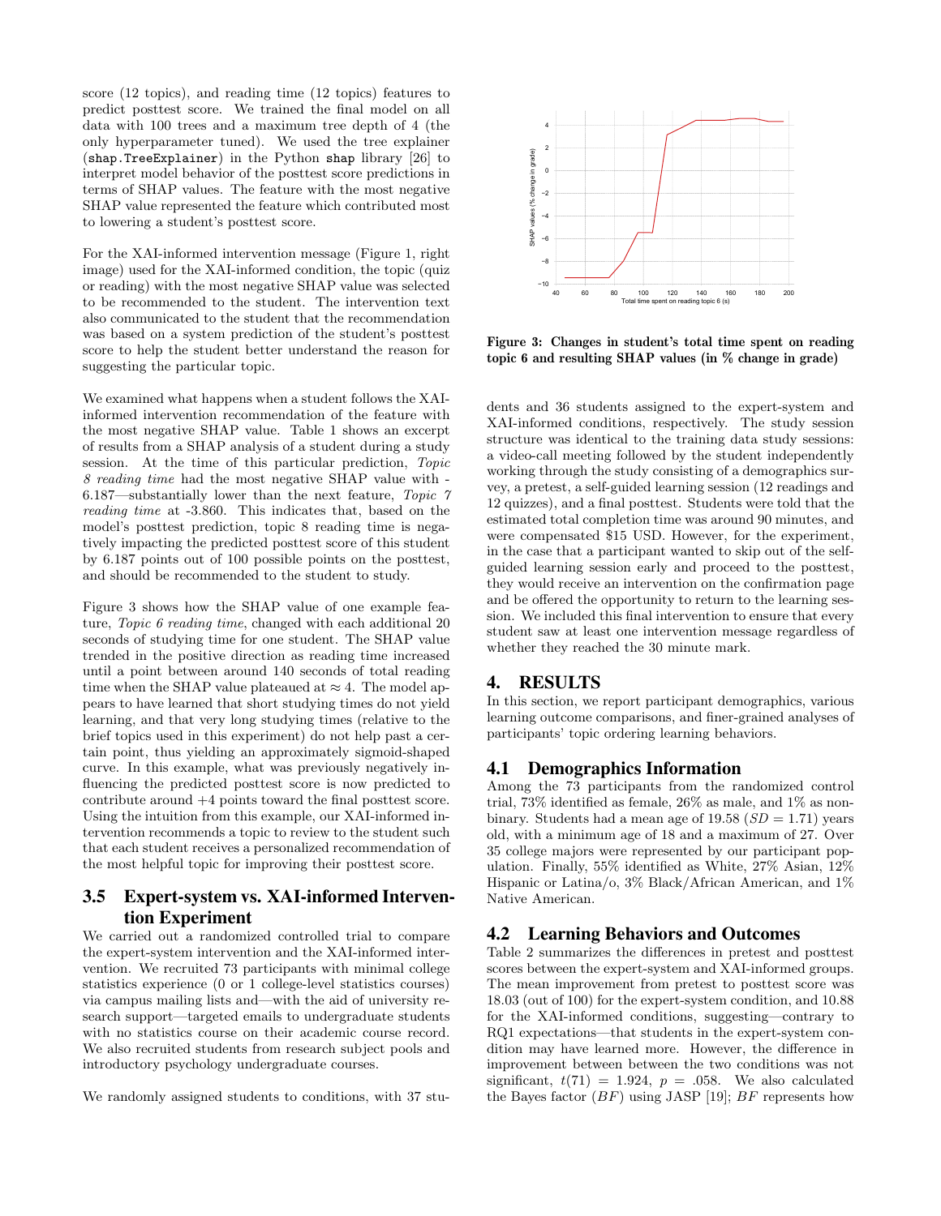score (12 topics), and reading time (12 topics) features to predict posttest score. We trained the final model on all data with 100 trees and a maximum tree depth of 4 (the only hyperparameter tuned). We used the tree explainer (`shap.TreeExplainer`) in the Python `shap` library [26] to interpret model behavior of the posttest score predictions in terms of SHAP values. The feature with the most negative SHAP value represented the feature which contributed most to lowering a student's posttest score.

For the XAI-informed intervention message (Figure 1, right image) used for the XAI-informed condition, the topic (quiz or reading) with the most negative SHAP value was selected to be recommended to the student. The intervention text also communicated to the student that the recommendation was based on a system prediction of the student's posttest score to help the student better understand the reason for suggesting the particular topic.

We examined what happens when a student follows the XAI-informed intervention recommendation of the feature with the most negative SHAP value. Table 1 shows an excerpt of results from a SHAP analysis of a student during a study session. At the time of this particular prediction, *Topic 8 reading time* had the most negative SHAP value with -6.187—substantially lower than the next feature, *Topic 7 reading time* at -3.860. This indicates that, based on the model's posttest prediction, topic 8 reading time is negatively impacting the predicted posttest score of this student by 6.187 points out of 100 possible points on the posttest, and should be recommended to the student to study.

Figure 3 shows how the SHAP value of one example feature, *Topic 6 reading time*, changed with each additional 20 seconds of studying time for one student. The SHAP value trended in the positive direction as reading time increased until a point between around 140 seconds of total reading time when the SHAP value plateaued at $\approx 4$. The model appears to have learned that short studying times do not yield learning, and that very long studying times (relative to the brief topics used in this experiment) do not help past a certain point, thus yielding an approximately sigmoid-shaped curve. In this example, what was previously negatively influencing the predicted posttest score is now predicted to contribute around +4 points toward the final posttest score. Using the intuition from this example, our XAI-informed intervention recommends a topic to review to the student such that each student receives a personalized recommendation of the most helpful topic for improving their posttest score.

**Figure 3: Changes in student's total time spent on reading topic 6 and resulting SHAP values (in % change in grade)**

## 3.5 Expert-system vs. XAI-informed Intervention Experiment

We carried out a randomized controlled trial to compare the expert-system intervention and the XAI-informed intervention. We recruited 73 participants with minimal college statistics experience (0 or 1 college-level statistics courses) via campus mailing lists and—with the aid of university research support—targeted emails to undergraduate students with no statistics course on their academic course record. We also recruited students from research subject pools and introductory psychology undergraduate courses.

We randomly assigned students to conditions, with 37 students and 36 students assigned to the expert-system and XAI-informed conditions, respectively. The study session structure was identical to the training data study sessions: a video-call meeting followed by the student independently working through the study consisting of a demographics survey, a pretest, a self-guided learning session (12 readings and 12 quizzes), and a final posttest. Students were told that the estimated total completion time was around 90 minutes, and were compensated $15 USD. However, for the experiment, in the case that a participant wanted to skip out of the self-guided learning session early and proceed to the posttest, they would receive an intervention on the confirmation page and be offered the opportunity to return to the learning session. We included this final intervention to ensure that every student saw at least one intervention message regardless of whether they reached the 30 minute mark.

# 4. RESULTS

In this section, we report participant demographics, various learning outcome comparisons, and finer-grained analyses of participants' topic ordering learning behaviors.

## 4.1 Demographics Information

Among the 73 participants from the randomized control trial, 73% identified as female, 26% as male, and 1% as non-binary. Students had a mean age of 19.58 ($SD = 1.71$) years old, with a minimum age of 18 and a maximum of 27. Over 35 college majors were represented by our participant population. Finally, 55% identified as White, 27% Asian, 12% Hispanic or Latina/o, 3% Black/African American, and 1% Native American.

## 4.2 Learning Behaviors and Outcomes

Table 2 summarizes the differences in pretest and posttest scores between the expert-system and XAI-informed groups. The mean improvement from pretest to posttest score was 18.03 (out of 100) for the expert-system condition, and 10.88 for the XAI-informed conditions, suggesting—contrary to RQ1 expectations—that students in the expert-system condition may have learned more. However, the difference in improvement between between the two conditions was not significant, $t(71) = 1.924$, $p = .058$. We also calculated the Bayes factor ($BF$) using JASP [19]; $BF$ represents how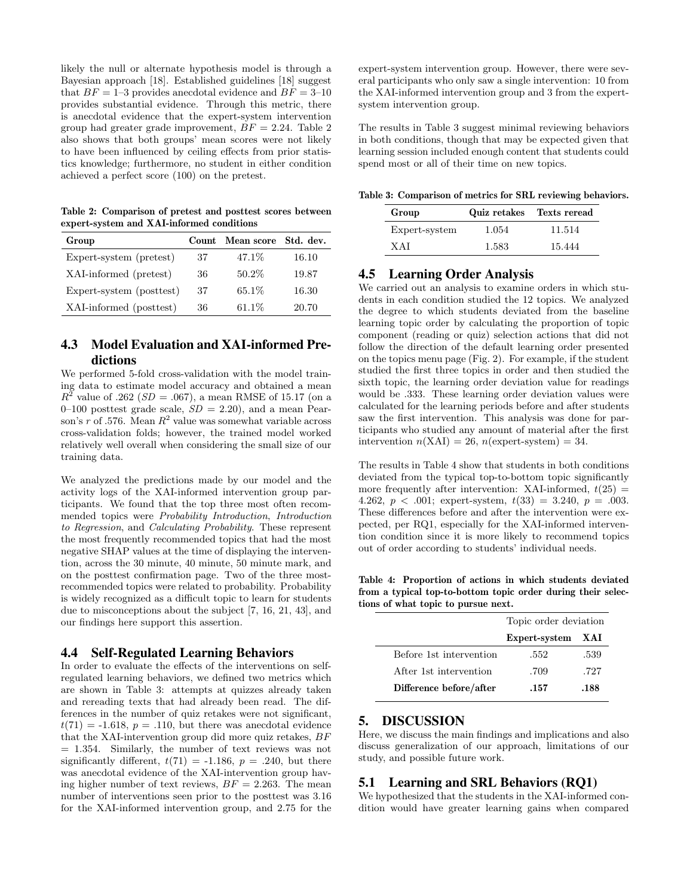likely the null or alternate hypothesis model is through a Bayesian approach [18]. Established guidelines [18] suggest that $BF$ = 1–3 provides anecdotal evidence and $BF$ = 3–10 provides substantial evidence. Through this metric, there is anecdotal evidence that the expert-system intervention group had greater grade improvement, $BF = 2.24$. Table 2 also shows that both groups' mean scores were not likely to have been influenced by ceiling effects from prior statistics knowledge; furthermore, no student in either condition achieved a perfect score (100) on the pretest.

**Table 2: Comparison of pretest and posttest scores between expert-system and XAI-informed conditions**

| Group | Count | Mean score | Std. dev. |
|---|---|---|---|
| Expert-system (pretest) | 37 | 47.1% | 16.10 |
| XAI-informed (pretest) | 36 | 50.2% | 19.87 |
| Expert-system (posttest) | 37 | 65.1% | 16.30 |
| XAI-informed (posttest) | 36 | 61.1% | 20.70 |

## 4.3 Model Evaluation and XAI-informed Predictions

We performed 5-fold cross-validation with the model training data to estimate model accuracy and obtained a mean $R^2$ value of .262 ($SD$ = .067), a mean RMSE of 15.17 (on a 0–100 posttest grade scale, $SD$ = 2.20), and a mean Pearson's $r$ of .576. Mean $R^2$ value was somewhat variable across cross-validation folds; however, the trained model worked relatively well overall when considering the small size of our training data.

We analyzed the predictions made by our model and the activity logs of the XAI-informed intervention group participants. We found that the top three most often recommended topics were *Probability Introduction*, *Introduction to Regression*, and *Calculating Probability*. These represent the most frequently recommended topics that had the most negative SHAP values at the time of displaying the intervention, across the 30 minute, 40 minute, 50 minute mark, and on the posttest confirmation page. Two of the three most-recommended topics were related to probability. Probability is widely recognized as a difficult topic to learn for students due to misconceptions about the subject [7, 16, 21, 43], and our findings here support this assertion.

## 4.4 Self-Regulated Learning Behaviors

In order to evaluate the effects of the interventions on self-regulated learning behaviors, we defined two metrics which are shown in Table 3: attempts at quizzes already taken and rereading texts that had already been read. The differences in the number of quiz retakes were not significant, $t(71) = -1.618$, $p = .110$, but there was anecdotal evidence that the XAI-intervention group did more quiz retakes, $BF = 1.354$. Similarly, the number of text reviews was not significantly different, $t(71) = -1.186$, $p = .240$, but there was anecdotal evidence of the XAI-intervention group having higher number of text reviews, $BF = 2.263$. The mean number of interventions seen prior to the posttest was 3.16 for the XAI-informed intervention group, and 2.75 for the expert-system intervention group. However, there were several participants who only saw a single intervention: 10 from the XAI-informed intervention group and 3 from the expert-system intervention group.

The results in Table 3 suggest minimal reviewing behaviors in both conditions, though that may be expected given that learning session included enough content that students could spend most or all of their time on new topics.

**Table 3: Comparison of metrics for SRL reviewing behaviors.**

| Group | Quiz retakes | Texts reread |
|---|---|---|
| Expert-system | 1.054 | 11.514 |
| XAI | 1.583 | 15.444 |

## 4.5 Learning Order Analysis

We carried out an analysis to examine orders in which students in each condition studied the 12 topics. We analyzed the degree to which students deviated from the baseline learning topic order by calculating the proportion of topic component (reading or quiz) selection actions that did not follow the direction of the default learning order presented on the topics menu page (Fig. 2). For example, if the student studied the first three topics in order and then studied the sixth topic, the learning order deviation value for readings would be .333. These learning order deviation values were calculated for the learning periods before and after students saw the first intervention. This analysis was done for participants who studied any amount of material after the first intervention $n(\text{XAI}) = 26$, $n(\text{expert-system}) = 34$.

The results in Table 4 show that students in both conditions deviated from the typical top-to-bottom topic significantly more frequently after intervention: XAI-informed, $t(25) = 4.262$, $p < .001$; expert-system, $t(33) = 3.240$, $p = .003$. These differences before and after the intervention were expected, per RQ1, especially for the XAI-informed intervention condition since it is more likely to recommend topics out of order according to students' individual needs.

**Table 4: Proportion of actions in which students deviated from a typical top-to-bottom topic order during their selections of what topic to pursue next.**

| | Topic order deviation | |
|---|---|---|
| | **Expert-system** | **XAI** |
| Before 1st intervention | .552 | .539 |
| After 1st intervention | .709 | .727 |
| **Difference before/after** | **.157** | **.188** |

# 5. DISCUSSION

Here, we discuss the main findings and implications and also discuss generalization of our approach, limitations of our study, and possible future work.

## 5.1 Learning and SRL Behaviors (RQ1)

We hypothesized that the students in the XAI-informed condition would have greater learning gains when compared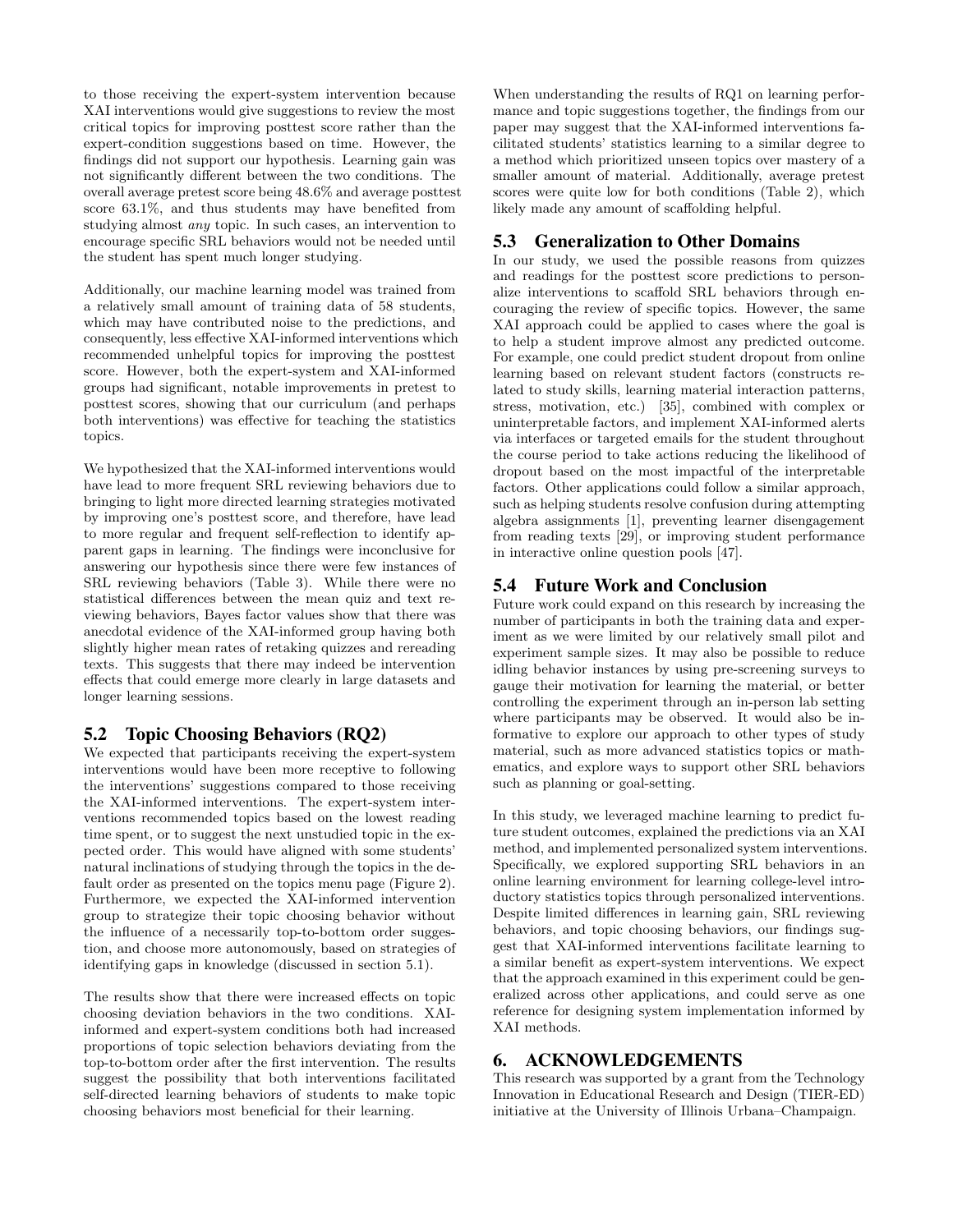to those receiving the expert-system intervention because XAI interventions would give suggestions to review the most critical topics for improving posttest score rather than the expert-condition suggestions based on time. However, the findings did not support our hypothesis. Learning gain was not significantly different between the two conditions. The overall average pretest score being 48.6% and average posttest score 63.1%, and thus students may have benefited from studying almost *any* topic. In such cases, an intervention to encourage specific SRL behaviors would not be needed until the student has spent much longer studying.

Additionally, our machine learning model was trained from a relatively small amount of training data of 58 students, which may have contributed noise to the predictions, and consequently, less effective XAI-informed interventions which recommended unhelpful topics for improving the posttest score. However, both the expert-system and XAI-informed groups had significant, notable improvements in pretest to posttest scores, showing that our curriculum (and perhaps both interventions) was effective for teaching the statistics topics.

We hypothesized that the XAI-informed interventions would have lead to more frequent SRL reviewing behaviors due to bringing to light more directed learning strategies motivated by improving one's posttest score, and therefore, have lead to more regular and frequent self-reflection to identify apparent gaps in learning. The findings were inconclusive for answering our hypothesis since there were few instances of SRL reviewing behaviors (Table 3). While there were no statistical differences between the mean quiz and text reviewing behaviors, Bayes factor values show that there was anecdotal evidence of the XAI-informed group having both slightly higher mean rates of retaking quizzes and rereading texts. This suggests that there may indeed be intervention effects that could emerge more clearly in large datasets and longer learning sessions.

## 5.2 Topic Choosing Behaviors (RQ2)

We expected that participants receiving the expert-system interventions would have been more receptive to following the interventions' suggestions compared to those receiving the XAI-informed interventions. The expert-system interventions recommended topics based on the lowest reading time spent, or to suggest the next unstudied topic in the expected order. This would have aligned with some students' natural inclinations of studying through the topics in the default order as presented on the topics menu page (Figure 2). Furthermore, we expected the XAI-informed intervention group to strategize their topic choosing behavior without the influence of a necessarily top-to-bottom order suggestion, and choose more autonomously, based on strategies of identifying gaps in knowledge (discussed in section 5.1).

The results show that there were increased effects on topic choosing deviation behaviors in the two conditions. XAI-informed and expert-system conditions both had increased proportions of topic selection behaviors deviating from the top-to-bottom order after the first intervention. The results suggest the possibility that both interventions facilitated self-directed learning behaviors of students to make topic choosing behaviors most beneficial for their learning.

When understanding the results of RQ1 on learning performance and topic suggestions together, the findings from our paper may suggest that the XAI-informed interventions facilitated students' statistics learning to a similar degree to a method which prioritized unseen topics over mastery of a smaller amount of material. Additionally, average pretest scores were quite low for both conditions (Table 2), which likely made any amount of scaffolding helpful.

## 5.3 Generalization to Other Domains

In our study, we used the possible reasons from quizzes and readings for the posttest score predictions to personalize interventions to scaffold SRL behaviors through encouraging the review of specific topics. However, the same XAI approach could be applied to cases where the goal is to help a student improve almost any predicted outcome. For example, one could predict student dropout from online learning based on relevant student factors (constructs related to study skills, learning material interaction patterns, stress, motivation, etc.) [35], combined with complex or uninterpretable factors, and implement XAI-informed alerts via interfaces or targeted emails for the student throughout the course period to take actions reducing the likelihood of dropout based on the most impactful of the interpretable factors. Other applications could follow a similar approach, such as helping students resolve confusion during attempting algebra assignments [1], preventing learner disengagement from reading texts [29], or improving student performance in interactive online question pools [47].

## 5.4 Future Work and Conclusion

Future work could expand on this research by increasing the number of participants in both the training data and experiment as we were limited by our relatively small pilot and experiment sample sizes. It may also be possible to reduce idling behavior instances by using pre-screening surveys to gauge their motivation for learning the material, or better controlling the experiment through an in-person lab setting where participants may be observed. It would also be informative to explore our approach to other types of study material, such as more advanced statistics topics or mathematics, and explore ways to support other SRL behaviors such as planning or goal-setting.

In this study, we leveraged machine learning to predict future student outcomes, explained the predictions via an XAI method, and implemented personalized system interventions. Specifically, we explored supporting SRL behaviors in an online learning environment for learning college-level introductory statistics topics through personalized interventions. Despite limited differences in learning gain, SRL reviewing behaviors, and topic choosing behaviors, our findings suggest that XAI-informed interventions facilitate learning to a similar benefit as expert-system interventions. We expect that the approach examined in this experiment could be generalized across other applications, and could serve as one reference for designing system implementation informed by XAI methods.

# 6. ACKNOWLEDGEMENTS

This research was supported by a grant from the Technology Innovation in Educational Research and Design (TIER-ED) initiative at the University of Illinois Urbana–Champaign.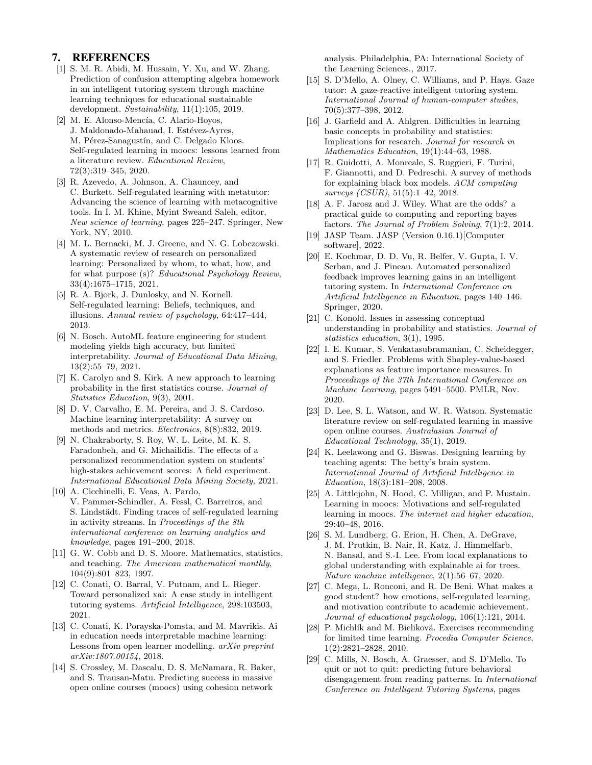## 7. REFERENCES

[1] S. M. R. Abidi, M. Hussain, Y. Xu, and W. Zhang. Prediction of confusion attempting algebra homework in an intelligent tutoring system through machine learning techniques for educational sustainable development. *Sustainability*, 11(1):105, 2019.

[2] M. E. Alonso-Mencía, C. Alario-Hoyos, J. Maldonado-Mahauad, I. Estévez-Ayres, M. Pérez-Sanagustín, and C. Delgado Kloos. Self-regulated learning in moocs: lessons learned from a literature review. *Educational Review*, 72(3):319–345, 2020.

[3] R. Azevedo, A. Johnson, A. Chauncey, and C. Burkett. Self-regulated learning with metatutor: Advancing the science of learning with metacognitive tools. In I. M. Khine, Myint Sweand Saleh, editor, *New science of learning*, pages 225–247. Springer, New York, NY, 2010.

[4] M. L. Bernacki, M. J. Greene, and N. G. Lobczowski. A systematic review of research on personalized learning: Personalized by whom, to what, how, and for what purpose (s)? *Educational Psychology Review*, 33(4):1675–1715, 2021.

[5] R. A. Bjork, J. Dunlosky, and N. Kornell. Self-regulated learning: Beliefs, techniques, and illusions. *Annual review of psychology*, 64:417–444, 2013.

[6] N. Bosch. AutoML feature engineering for student modeling yields high accuracy, but limited interpretability. *Journal of Educational Data Mining*, 13(2):55–79, 2021.

[7] K. Carolyn and S. Kirk. A new approach to learning probability in the first statistics course. *Journal of Statistics Education*, 9(3), 2001.

[8] D. V. Carvalho, E. M. Pereira, and J. S. Cardoso. Machine learning interpretability: A survey on methods and metrics. *Electronics*, 8(8):832, 2019.

[9] N. Chakraborty, S. Roy, W. L. Leite, M. K. S. Faradonbeh, and G. Michailidis. The effects of a personalized recommendation system on students' high-stakes achievement scores: A field experiment. *International Educational Data Mining Society*, 2021.

[10] A. Cicchinelli, E. Veas, A. Pardo, V. Pammer-Schindler, A. Fessl, C. Barreiros, and S. Lindstädt. Finding traces of self-regulated learning in activity streams. In *Proceedings of the 8th international conference on learning analytics and knowledge*, pages 191–200, 2018.

[11] G. W. Cobb and D. S. Moore. Mathematics, statistics, and teaching. *The American mathematical monthly*, 104(9):801–823, 1997.

[12] C. Conati, O. Barral, V. Putnam, and L. Rieger. Toward personalized xai: A case study in intelligent tutoring systems. *Artificial Intelligence*, 298:103503, 2021.

[13] C. Conati, K. Porayska-Pomsta, and M. Mavrikis. Ai in education needs interpretable machine learning: Lessons from open learner modelling. *arXiv preprint arXiv:1807.00154*, 2018.

[14] S. Crossley, M. Dascalu, D. S. McNamara, R. Baker, and S. Trausan-Matu. Predicting success in massive open online courses (moocs) using cohesion network analysis. Philadelphia, PA: International Society of the Learning Sciences., 2017.

[15] S. D'Mello, A. Olney, C. Williams, and P. Hays. Gaze tutor: A gaze-reactive intelligent tutoring system. *International Journal of human-computer studies*, 70(5):377–398, 2012.

[16] J. Garfield and A. Ahlgren. Difficulties in learning basic concepts in probability and statistics: Implications for research. *Journal for research in Mathematics Education*, 19(1):44–63, 1988.

[17] R. Guidotti, A. Monreale, S. Ruggieri, F. Turini, F. Giannotti, and D. Pedreschi. A survey of methods for explaining black box models. *ACM computing surveys (CSUR)*, 51(5):1–42, 2018.

[18] A. F. Jarosz and J. Wiley. What are the odds? a practical guide to computing and reporting bayes factors. *The Journal of Problem Solving*, 7(1):2, 2014.

[19] JASP Team. JASP (Version 0.16.1)[Computer software], 2022.

[20] E. Kochmar, D. D. Vu, R. Belfer, V. Gupta, I. V. Serban, and J. Pineau. Automated personalized feedback improves learning gains in an intelligent tutoring system. In *International Conference on Artificial Intelligence in Education*, pages 140–146. Springer, 2020.

[21] C. Konold. Issues in assessing conceptual understanding in probability and statistics. *Journal of statistics education*, 3(1), 1995.

[22] I. E. Kumar, S. Venkatasubramanian, C. Scheidegger, and S. Friedler. Problems with Shapley-value-based explanations as feature importance measures. In *Proceedings of the 37th International Conference on Machine Learning*, pages 5491–5500. PMLR, Nov. 2020.

[23] D. Lee, S. L. Watson, and W. R. Watson. Systematic literature review on self-regulated learning in massive open online courses. *Australasian Journal of Educational Technology*, 35(1), 2019.

[24] K. Leelawong and G. Biswas. Designing learning by teaching agents: The betty's brain system. *International Journal of Artificial Intelligence in Education*, 18(3):181–208, 2008.

[25] A. Littlejohn, N. Hood, C. Milligan, and P. Mustain. Learning in moocs: Motivations and self-regulated learning in moocs. *The internet and higher education*, 29:40–48, 2016.

[26] S. M. Lundberg, G. Erion, H. Chen, A. DeGrave, J. M. Prutkin, B. Nair, R. Katz, J. Himmelfarb, N. Bansal, and S.-I. Lee. From local explanations to global understanding with explainable ai for trees. *Nature machine intelligence*, 2(1):56–67, 2020.

[27] C. Mega, L. Ronconi, and R. De Beni. What makes a good student? how emotions, self-regulated learning, and motivation contribute to academic achievement. *Journal of educational psychology*, 106(1):121, 2014.

[28] P. Michlík and M. Bieliková. Exercises recommending for limited time learning. *Procedia Computer Science*, 1(2):2821–2828, 2010.

[29] C. Mills, N. Bosch, A. Graesser, and S. D'Mello. To quit or not to quit: predicting future behavioral disengagement from reading patterns. In *International Conference on Intelligent Tutoring Systems*, pages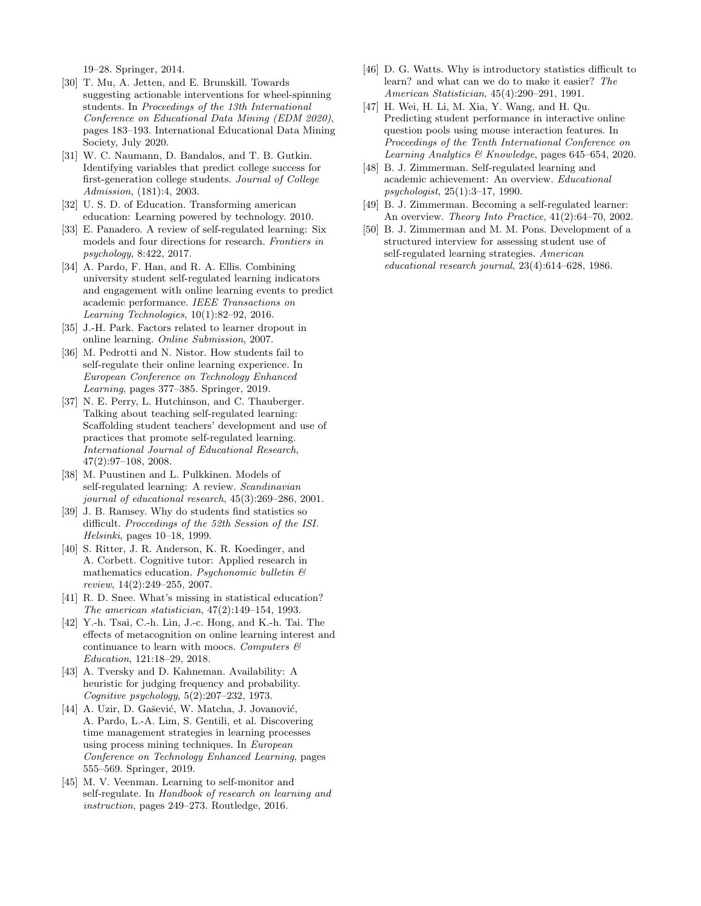19–28. Springer, 2014.

[30] T. Mu, A. Jetten, and E. Brunskill. Towards suggesting actionable interventions for wheel-spinning students. In *Proceedings of the 13th International Conference on Educational Data Mining (EDM 2020)*, pages 183–193. International Educational Data Mining Society, July 2020.

[31] W. C. Naumann, D. Bandalos, and T. B. Gutkin. Identifying variables that predict college success for first-generation college students. *Journal of College Admission*, (181):4, 2003.

[32] U. S. D. of Education. Transforming american education: Learning powered by technology. 2010.

[33] E. Panadero. A review of self-regulated learning: Six models and four directions for research. *Frontiers in psychology*, 8:422, 2017.

[34] A. Pardo, F. Han, and R. A. Ellis. Combining university student self-regulated learning indicators and engagement with online learning events to predict academic performance. *IEEE Transactions on Learning Technologies*, 10(1):82–92, 2016.

[35] J.-H. Park. Factors related to learner dropout in online learning. *Online Submission*, 2007.

[36] M. Pedrotti and N. Nistor. How students fail to self-regulate their online learning experience. In *European Conference on Technology Enhanced Learning*, pages 377–385. Springer, 2019.

[37] N. E. Perry, L. Hutchinson, and C. Thauberger. Talking about teaching self-regulated learning: Scaffolding student teachers' development and use of practices that promote self-regulated learning. *International Journal of Educational Research*, 47(2):97–108, 2008.

[38] M. Puustinen and L. Pulkkinen. Models of self-regulated learning: A review. *Scandinavian journal of educational research*, 45(3):269–286, 2001.

[39] J. B. Ramsey. Why do students find statistics so difficult. *Proccedings of the 52th Session of the ISI. Helsinki*, pages 10–18, 1999.

[40] S. Ritter, J. R. Anderson, K. R. Koedinger, and A. Corbett. Cognitive tutor: Applied research in mathematics education. *Psychonomic bulletin & review*, 14(2):249–255, 2007.

[41] R. D. Snee. What's missing in statistical education? *The american statistician*, 47(2):149–154, 1993.

[42] Y.-h. Tsai, C.-h. Lin, J.-c. Hong, and K.-h. Tai. The effects of metacognition on online learning interest and continuance to learn with moocs. *Computers & Education*, 121:18–29, 2018.

[43] A. Tversky and D. Kahneman. Availability: A heuristic for judging frequency and probability. *Cognitive psychology*, 5(2):207–232, 1973.

[44] A. Uzir, D. Gašević, W. Matcha, J. Jovanović, A. Pardo, L.-A. Lim, S. Gentili, et al. Discovering time management strategies in learning processes using process mining techniques. In *European Conference on Technology Enhanced Learning*, pages 555–569. Springer, 2019.

[45] M. V. Veenman. Learning to self-monitor and self-regulate. In *Handbook of research on learning and instruction*, pages 249–273. Routledge, 2016.

[46] D. G. Watts. Why is introductory statistics difficult to learn? and what can we do to make it easier? *The American Statistician*, 45(4):290–291, 1991.

[47] H. Wei, H. Li, M. Xia, Y. Wang, and H. Qu. Predicting student performance in interactive online question pools using mouse interaction features. In *Proceedings of the Tenth International Conference on Learning Analytics & Knowledge*, pages 645–654, 2020.

[48] B. J. Zimmerman. Self-regulated learning and academic achievement: An overview. *Educational psychologist*, 25(1):3–17, 1990.

[49] B. J. Zimmerman. Becoming a self-regulated learner: An overview. *Theory Into Practice*, 41(2):64–70, 2002.

[50] B. J. Zimmerman and M. M. Pons. Development of a structured interview for assessing student use of self-regulated learning strategies. *American educational research journal*, 23(4):614–628, 1986.